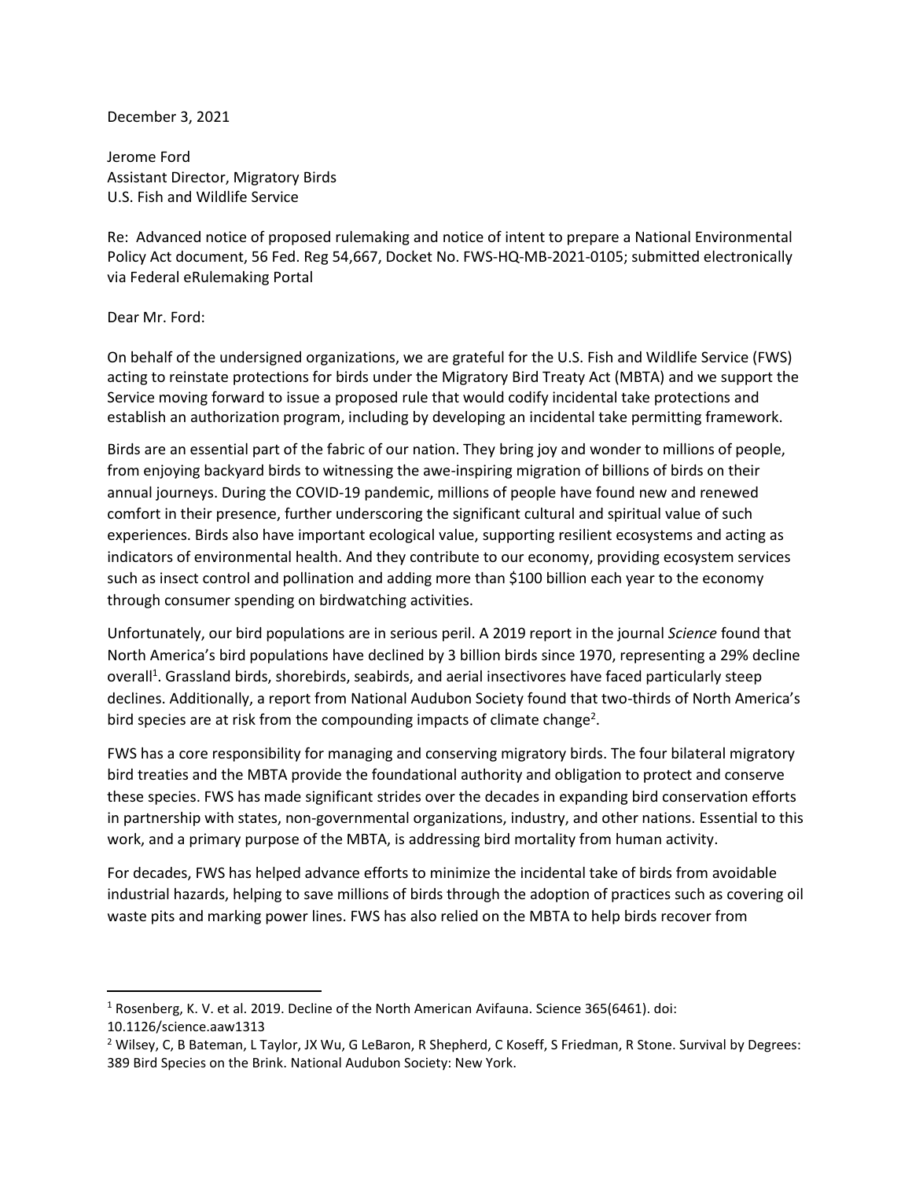December 3, 2021

Jerome Ford
Assistant Director, Migratory Birds
U.S. Fish and Wildlife Service

Re: Advanced notice of proposed rulemaking and notice of intent to prepare a National Environmental Policy Act document, 56 Fed. Reg 54,667, Docket No. FWS-HQ-MB-2021-0105; submitted electronically via Federal eRulemaking Portal

Dear Mr. Ford:

On behalf of the undersigned organizations, we are grateful for the U.S. Fish and Wildlife Service (FWS) acting to reinstate protections for birds under the Migratory Bird Treaty Act (MBTA) and we support the Service moving forward to issue a proposed rule that would codify incidental take protections and establish an authorization program, including by developing an incidental take permitting framework.

Birds are an essential part of the fabric of our nation. They bring joy and wonder to millions of people, from enjoying backyard birds to witnessing the awe-inspiring migration of billions of birds on their annual journeys. During the COVID-19 pandemic, millions of people have found new and renewed comfort in their presence, further underscoring the significant cultural and spiritual value of such experiences. Birds also have important ecological value, supporting resilient ecosystems and acting as indicators of environmental health. And they contribute to our economy, providing ecosystem services such as insect control and pollination and adding more than $100 billion each year to the economy through consumer spending on birdwatching activities.

Unfortunately, our bird populations are in serious peril. A 2019 report in the journal *Science* found that North America's bird populations have declined by 3 billion birds since 1970, representing a 29% decline overall[1]. Grassland birds, shorebirds, seabirds, and aerial insectivores have faced particularly steep declines. Additionally, a report from National Audubon Society found that two-thirds of North America's bird species are at risk from the compounding impacts of climate change[2].

FWS has a core responsibility for managing and conserving migratory birds. The four bilateral migratory bird treaties and the MBTA provide the foundational authority and obligation to protect and conserve these species. FWS has made significant strides over the decades in expanding bird conservation efforts in partnership with states, non-governmental organizations, industry, and other nations. Essential to this work, and a primary purpose of the MBTA, is addressing bird mortality from human activity.

For decades, FWS has helped advance efforts to minimize the incidental take of birds from avoidable industrial hazards, helping to save millions of birds through the adoption of practices such as covering oil waste pits and marking power lines. FWS has also relied on the MBTA to help birds recover from

---

[1] Rosenberg, K. V. et al. 2019. Decline of the North American Avifauna. Science 365(6461). doi: 10.1126/science.aaw1313

[2] Wilsey, C, B Bateman, L Taylor, JX Wu, G LeBaron, R Shepherd, C Koseff, S Friedman, R Stone. Survival by Degrees: 389 Bird Species on the Brink. National Audubon Society: New York.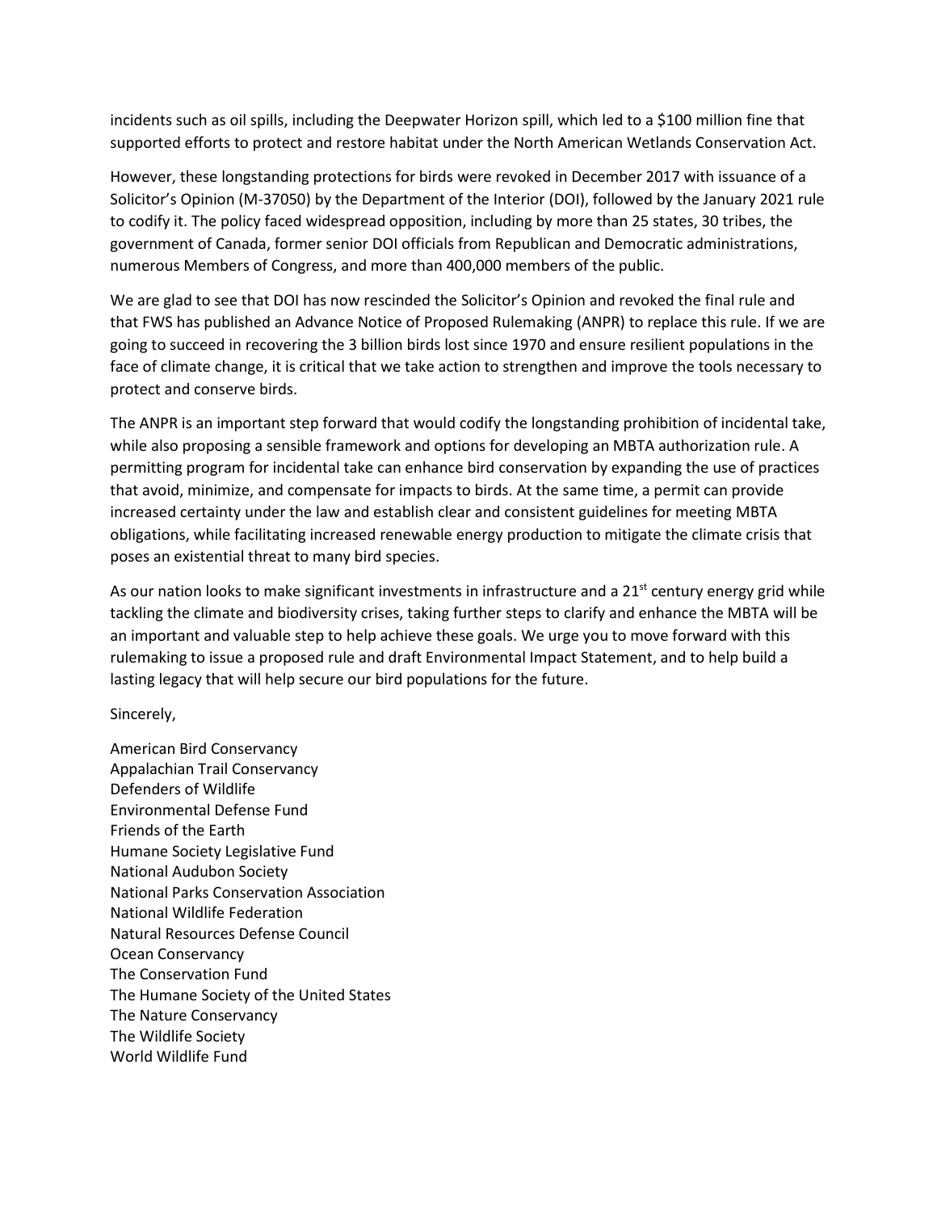incidents such as oil spills, including the Deepwater Horizon spill, which led to a $100 million fine that supported efforts to protect and restore habitat under the North American Wetlands Conservation Act.

However, these longstanding protections for birds were revoked in December 2017 with issuance of a Solicitor's Opinion (M-37050) by the Department of the Interior (DOI), followed by the January 2021 rule to codify it. The policy faced widespread opposition, including by more than 25 states, 30 tribes, the government of Canada, former senior DOI officials from Republican and Democratic administrations, numerous Members of Congress, and more than 400,000 members of the public.

We are glad to see that DOI has now rescinded the Solicitor's Opinion and revoked the final rule and that FWS has published an Advance Notice of Proposed Rulemaking (ANPR) to replace this rule. If we are going to succeed in recovering the 3 billion birds lost since 1970 and ensure resilient populations in the face of climate change, it is critical that we take action to strengthen and improve the tools necessary to protect and conserve birds.

The ANPR is an important step forward that would codify the longstanding prohibition of incidental take, while also proposing a sensible framework and options for developing an MBTA authorization rule. A permitting program for incidental take can enhance bird conservation by expanding the use of practices that avoid, minimize, and compensate for impacts to birds. At the same time, a permit can provide increased certainty under the law and establish clear and consistent guidelines for meeting MBTA obligations, while facilitating increased renewable energy production to mitigate the climate crisis that poses an existential threat to many bird species.

As our nation looks to make significant investments in infrastructure and a 21st century energy grid while tackling the climate and biodiversity crises, taking further steps to clarify and enhance the MBTA will be an important and valuable step to help achieve these goals. We urge you to move forward with this rulemaking to issue a proposed rule and draft Environmental Impact Statement, and to help build a lasting legacy that will help secure our bird populations for the future.

Sincerely,

American Bird Conservancy
Appalachian Trail Conservancy
Defenders of Wildlife
Environmental Defense Fund
Friends of the Earth
Humane Society Legislative Fund
National Audubon Society
National Parks Conservation Association
National Wildlife Federation
Natural Resources Defense Council
Ocean Conservancy
The Conservation Fund
The Humane Society of the United States
The Nature Conservancy
The Wildlife Society
World Wildlife Fund